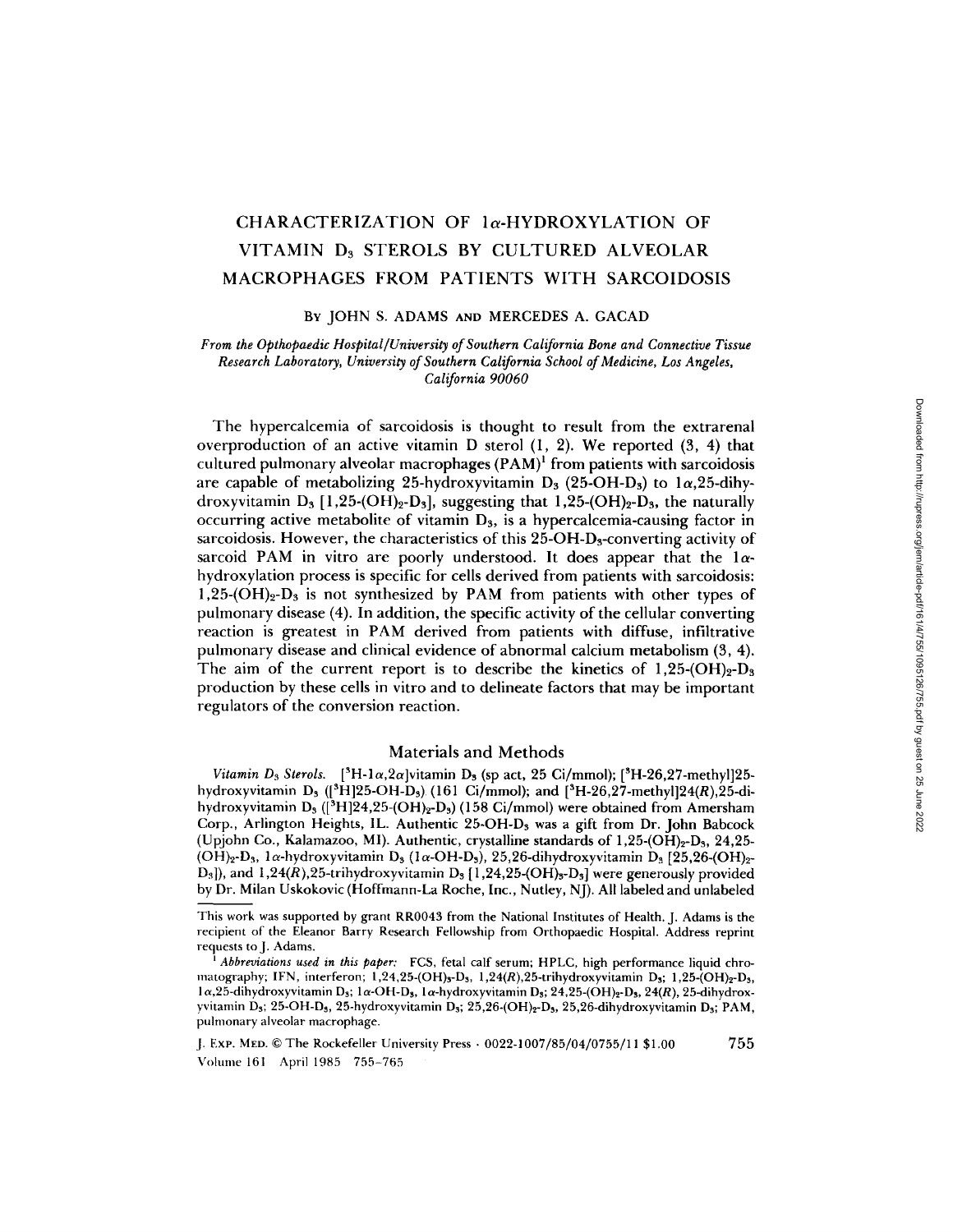# CHARACTERIZATION OF $1\alpha$-HYDROXYLATION OF VITAMIN $D_3$ STEROLS BY CULTURED ALVEOLAR MACROPHAGES FROM PATIENTS WITH SARCOIDOSIS

BY JOHN S. ADAMS AND MERCEDES A. GACAD

*From the Opthopaedic Hospital/University of Southern California Bone and Connective Tissue Research Laboratory, University of Southern California School of Medicine, Los Angeles, California 90060*

The hypercalcemia of sarcoidosis is thought to result from the extrarenal overproduction of an active vitamin D sterol (1, 2). We reported (3, 4) that cultured pulmonary alveolar macrophages (PAM)[1] from patients with sarcoidosis are capable of metabolizing 25-hydroxyvitamin $D_3$ (25-OH-$D_3$) to $1\alpha$,25-dihydroxyvitamin $D_3$ [1,25-$(OH)_2$-$D_3$], suggesting that 1,25-$(OH)_2$-$D_3$, the naturally occurring active metabolite of vitamin $D_3$, is a hypercalcemia-causing factor in sarcoidosis. However, the characteristics of this 25-OH-$D_3$-converting activity of sarcoid PAM in vitro are poorly understood. It does appear that the $1\alpha$-hydroxylation process is specific for cells derived from patients with sarcoidosis: 1,25-$(OH)_2$-$D_3$ is not synthesized by PAM from patients with other types of pulmonary disease (4). In addition, the specific activity of the cellular converting reaction is greatest in PAM derived from patients with diffuse, infiltrative pulmonary disease and clinical evidence of abnormal calcium metabolism (3, 4). The aim of the current report is to describe the kinetics of 1,25-$(OH)_2$-$D_3$ production by these cells in vitro and to delineate factors that may be important regulators of the conversion reaction.

## Materials and Methods

*Vitamin $D_3$ Sterols.* [$^3$H-$1\alpha,2\alpha$]vitamin $D_3$ (sp act, 25 Ci/mmol); [$^3$H-26,27-methyl]25-hydroxyvitamin $D_3$ ([$^3$H]25-OH-$D_3$) (161 Ci/mmol); and [$^3$H-26,27-methyl]24(*R*),25-dihydroxyvitamin $D_3$ ([$^3$H]24,25-$(OH)_2$-$D_3$) (158 Ci/mmol) were obtained from Amersham Corp., Arlington Heights, IL. Authentic 25-OH-$D_3$ was a gift from Dr. John Babcock (Upjohn Co., Kalamazoo, MI). Authentic, crystalline standards of 1,25-$(OH)_2$-$D_3$, 24,25-$(OH)_2$-$D_3$, $1\alpha$-hydroxyvitamin $D_3$ ($1\alpha$-OH-$D_3$), 25,26-dihydroxyvitamin $D_3$ [25,26-$(OH)_2$-$D_3$]), and 1,24(*R*),25-trihydroxyvitamin $D_3$ [1,24,25-$(OH)_3$-$D_3$] were generously provided by Dr. Milan Uskokovic (Hoffmann-La Roche, Inc., Nutley, NJ). All labeled and unlabeled

This work was supported by grant RR0043 from the National Institutes of Health. J. Adams is the recipient of the Eleanor Barry Research Fellowship from Orthopaedic Hospital. Address reprint requests to J. Adams.

[1] *Abbreviations used in this paper:* FCS, fetal calf serum; HPLC, high performance liquid chromatography; IFN, interferon; 1,24,25-$(OH)_3$-$D_3$, 1,24(*R*),25-trihydroxyvitamin $D_3$; 1,25-$(OH)_2$-$D_3$, $1\alpha$,25-dihydroxyvitamin $D_3$; $1\alpha$-OH-$D_3$, $1\alpha$-hydroxyvitamin $D_3$; 24,25-$(OH)_2$-$D_3$, 24(*R*), 25-dihydroxyvitamin $D_3$; 25-OH-$D_3$, 25-hydroxyvitamin $D_3$; 25,26-$(OH)_2$-$D_3$, 25,26-dihydroxyvitamin $D_3$; PAM, pulmonary alveolar macrophage.

J. EXP. MED. © The Rockefeller University Press · 0022-1007/85/04/0755/11 $1.00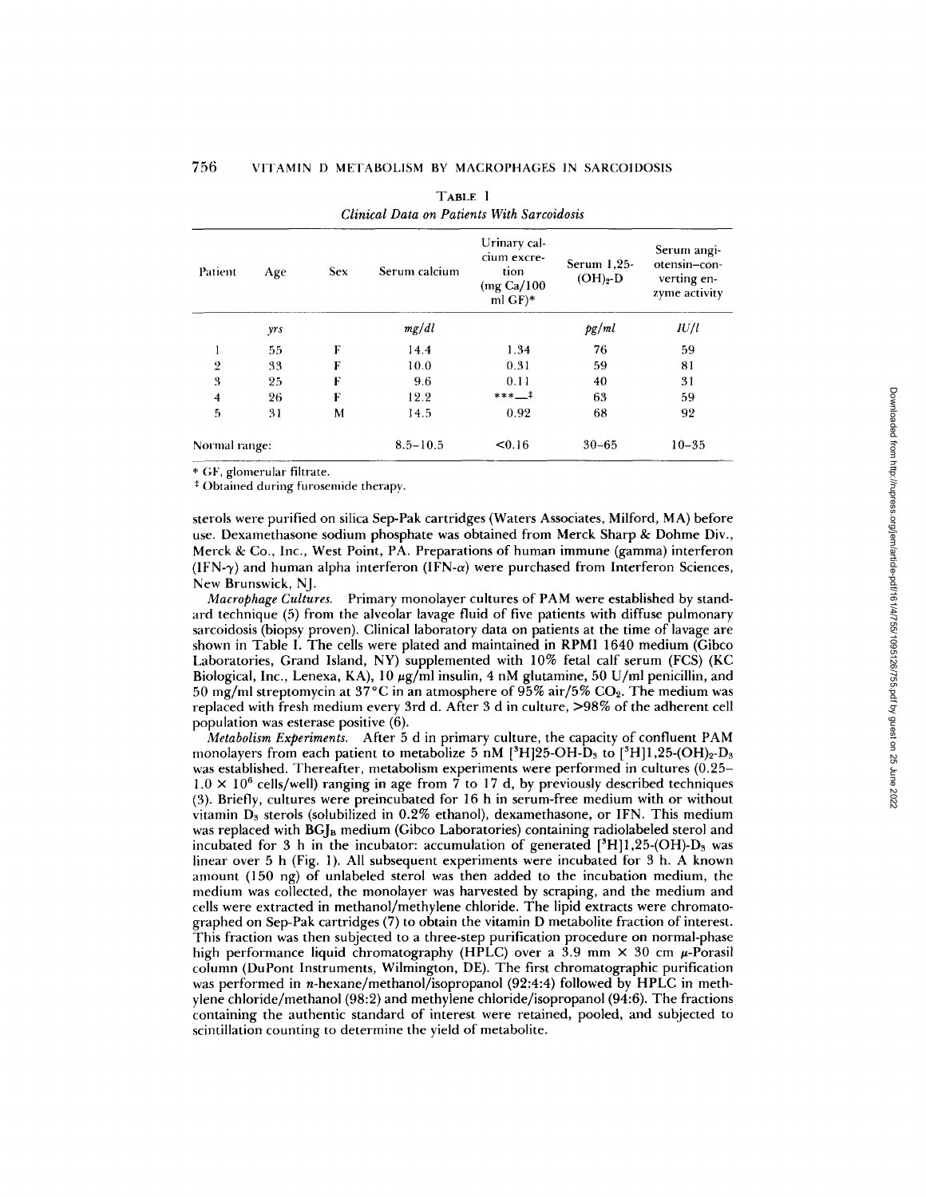TABLE I

*Clinical Data on Patients With Sarcoidosis*

| Patient | Age | Sex | Serum calcium | Urinary calcium excretion (mg Ca/100 ml GF)* | Serum 1,25-$(OH)_2$-D | Serum angiotensin–converting enzyme activity |
|---|---|---|---|---|---|---|
| | *yrs* | | *mg/dl* | | *pg/ml* | *IU/l* |
| 1 | 55 | F | 14.4 | 1.34 | 76 | 59 |
| 2 | 33 | F | 10.0 | 0.31 | 59 | 81 |
| 3 | 25 | F | 9.6 | 0.11 | 40 | 31 |
| 4 | 26 | F | 12.2 | ***—‡ | 63 | 59 |
| 5 | 31 | M | 14.5 | 0.92 | 68 | 92 |
| Normal range: | | | 8.5–10.5 | <0.16 | 30–65 | 10–35 |

* GF, glomerular filtrate.

‡ Obtained during furosemide therapy.

sterols were purified on silica Sep-Pak cartridges (Waters Associates, Milford, MA) before use. Dexamethasone sodium phosphate was obtained from Merck Sharp & Dohme Div., Merck & Co., Inc., West Point, PA. Preparations of human immune (gamma) interferon (IFN-$\gamma$) and human alpha interferon (IFN-$\alpha$) were purchased from Interferon Sciences, New Brunswick, NJ.

*Macrophage Cultures.* Primary monolayer cultures of PAM were established by standard technique (5) from the alveolar lavage fluid of five patients with diffuse pulmonary sarcoidosis (biopsy proven). Clinical laboratory data on patients at the time of lavage are shown in Table I. The cells were plated and maintained in RPMI 1640 medium (Gibco Laboratories, Grand Island, NY) supplemented with 10% fetal calf serum (FCS) (KC Biological, Inc., Lenexa, KA), 10 $\mu$g/ml insulin, 4 nM glutamine, 50 U/ml penicillin, and 50 mg/ml streptomycin at 37°C in an atmosphere of 95% air/5% $CO_2$. The medium was replaced with fresh medium every 3rd d. After 3 d in culture, >98% of the adherent cell population was esterase positive (6).

*Metabolism Experiments.* After 5 d in primary culture, the capacity of confluent PAM monolayers from each patient to metabolize 5 nM [$^3$H]25-OH-$D_3$ to [$^3$H]1,25-$(OH)_2$-$D_3$ was established. Thereafter, metabolism experiments were performed in cultures (0.25–$1.0 \times 10^6$ cells/well) ranging in age from 7 to 17 d, by previously described techniques (3). Briefly, cultures were preincubated for 16 h in serum-free medium with or without vitamin $D_3$ sterols (solubilized in 0.2% ethanol), dexamethasone, or IFN. This medium was replaced with $BGJ_B$ medium (Gibco Laboratories) containing radiolabeled sterol and incubated for 3 h in the incubator: accumulation of generated [$^3$H]1,25-(OH)-$D_3$ was linear over 5 h (Fig. 1). All subsequent experiments were incubated for 3 h. A known amount (150 ng) of unlabeled sterol was then added to the incubation medium, the medium was collected, the monolayer was harvested by scraping, and the medium and cells were extracted in methanol/methylene chloride. The lipid extracts were chromatographed on Sep-Pak cartridges (7) to obtain the vitamin D metabolite fraction of interest. This fraction was then subjected to a three-step purification procedure on normal-phase high performance liquid chromatography (HPLC) over a 3.9 mm × 30 cm $\mu$-Porasil column (DuPont Instruments, Wilmington, DE). The first chromatographic purification was performed in *n*-hexane/methanol/isopropanol (92:4:4) followed by HPLC in methylene chloride/methanol (98:2) and methylene chloride/isopropanol (94:6). The fractions containing the authentic standard of interest were retained, pooled, and subjected to scintillation counting to determine the yield of metabolite.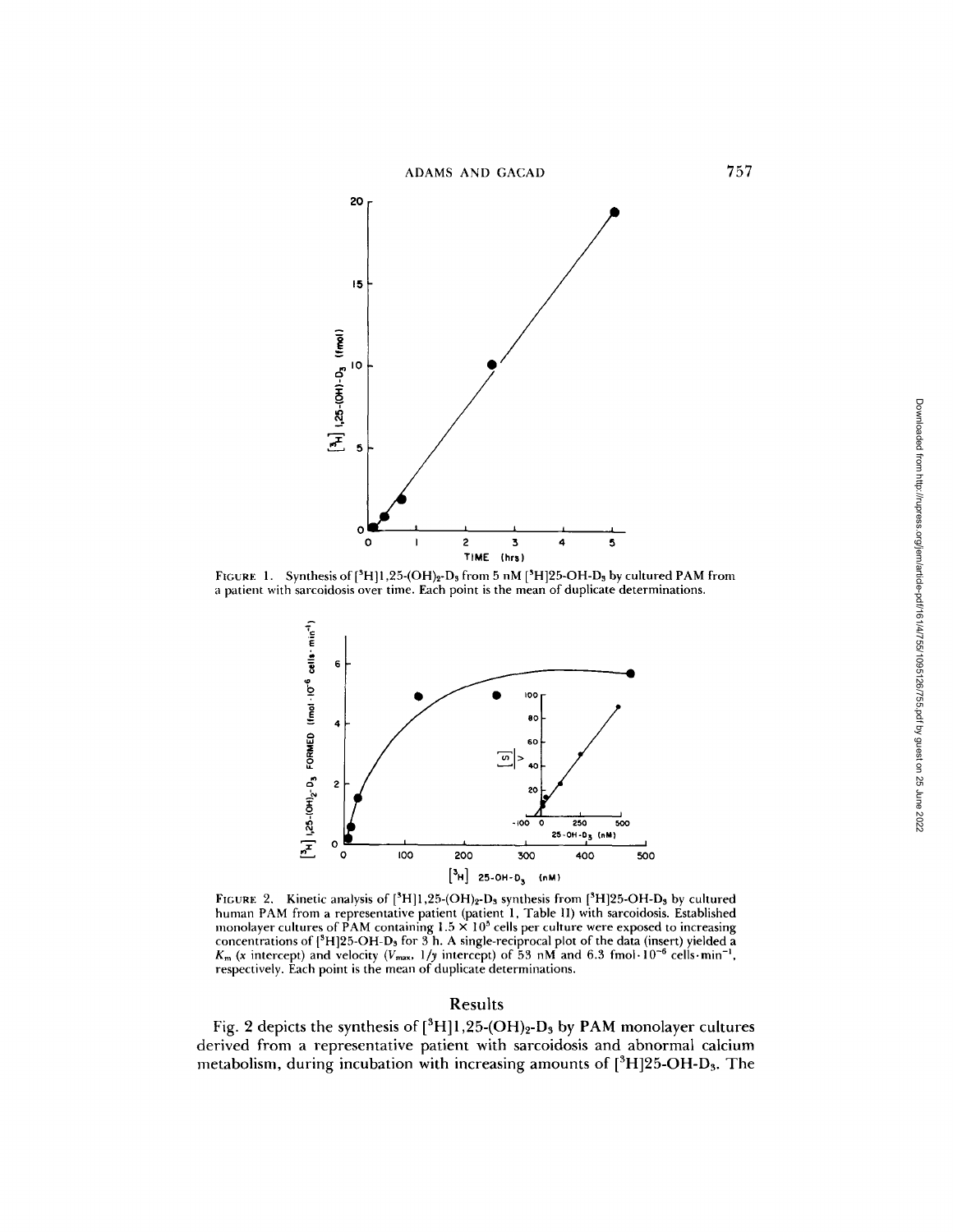FIGURE 1. Synthesis of [$^3$H]1,25-(OH)$_2$-D$_3$ from 5 nM [$^3$H]25-OH-D$_3$ by cultured PAM from a patient with sarcoidosis over time. Each point is the mean of duplicate determinations.

FIGURE 2. Kinetic analysis of [$^3$H]1,25-(OH)$_2$-D$_3$ synthesis from [$^3$H]25-OH-D$_3$ by cultured human PAM from a representative patient (patient 1, Table II) with sarcoidosis. Established monolayer cultures of PAM containing $1.5 \times 10^5$ cells per culture were exposed to increasing concentrations of [$^3$H]25-OH-D$_3$ for 3 h. A single-reciprocal plot of the data (insert) yielded a $K_m$ (*x* intercept) and velocity ($V_{max}$, 1/*y* intercept) of 53 nM and 6.3 fmol·10$^{-6}$ cells·min$^{-1}$, respectively. Each point is the mean of duplicate determinations.

## Results

Fig. 2 depicts the synthesis of [$^3$H]1,25-(OH)$_2$-D$_3$ by PAM monolayer cultures derived from a representative patient with sarcoidosis and abnormal calcium metabolism, during incubation with increasing amounts of [$^3$H]25-OH-D$_3$. The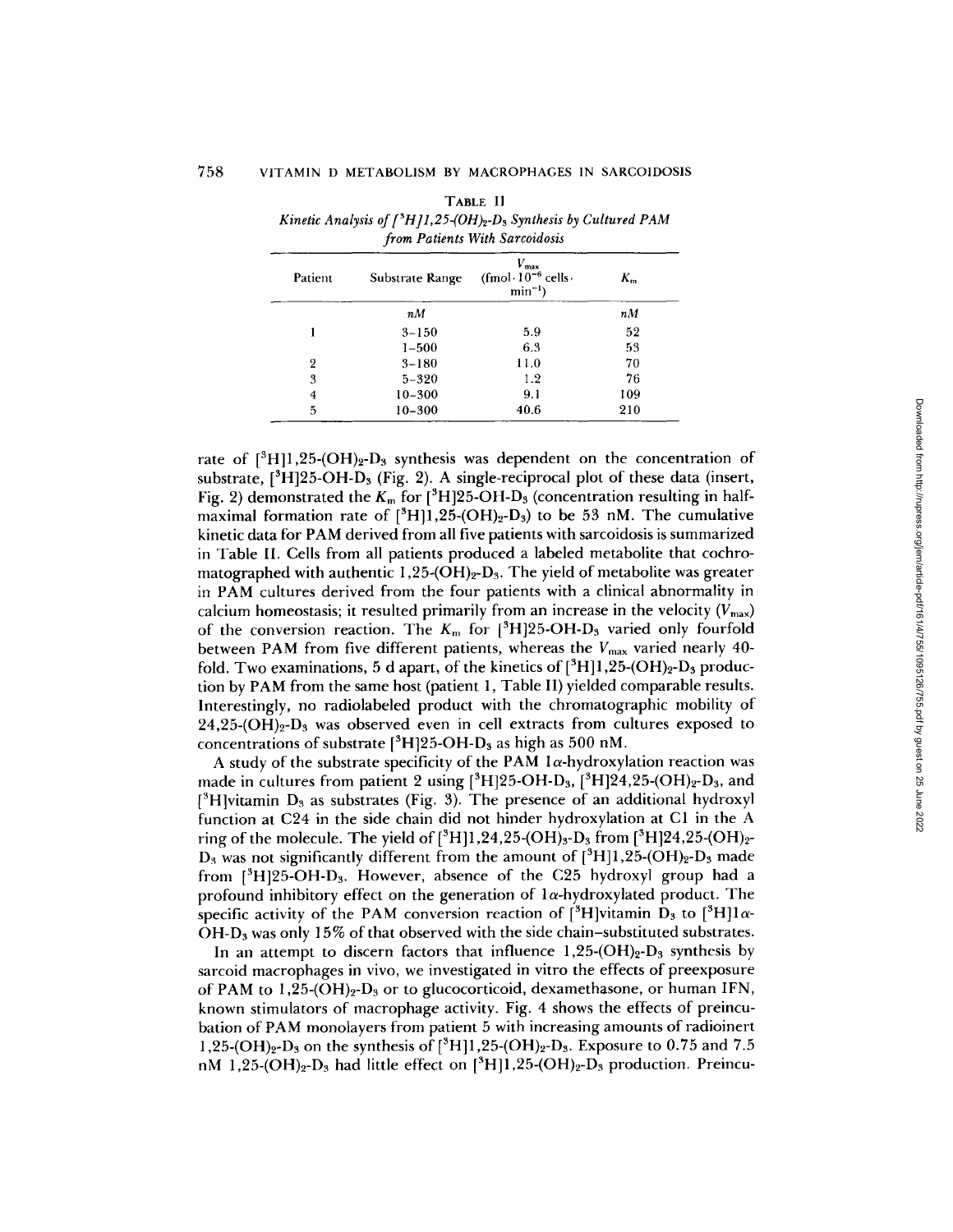TABLE II

*Kinetic Analysis of [$^3$H]1,25-(OH)$_2$-D$_3$ Synthesis by Cultured PAM from Patients With Sarcoidosis*

| Patient | Substrate Range | $V_{max}$ (fmol · $10^{-6}$ cells · min$^{-1}$) | $K_m$ |
|---|---|---|---|
| | *nM* | | *nM* |
| 1 | 3–150 | 5.9 | 52 |
| | 1–500 | 6.3 | 53 |
| 2 | 3–180 | 11.0 | 70 |
| 3 | 5–320 | 1.2 | 76 |
| 4 | 10–300 | 9.1 | 109 |
| 5 | 10–300 | 40.6 | 210 |

rate of [$^3$H]1,25-(OH)$_2$-D$_3$ synthesis was dependent on the concentration of substrate, [$^3$H]25-OH-D$_3$ (Fig. 2). A single-reciprocal plot of these data (insert, Fig. 2) demonstrated the $K_m$ for [$^3$H]25-OH-D$_3$ (concentration resulting in half-maximal formation rate of [$^3$H]1,25-(OH)$_2$-D$_3$) to be 53 nM. The cumulative kinetic data for PAM derived from all five patients with sarcoidosis is summarized in Table II. Cells from all patients produced a labeled metabolite that cochromatographed with authentic 1,25-(OH)$_2$-D$_3$. The yield of metabolite was greater in PAM cultures derived from the four patients with a clinical abnormality in calcium homeostasis; it resulted primarily from an increase in the velocity ($V_{max}$) of the conversion reaction. The $K_m$ for [$^3$H]25-OH-D$_3$ varied only fourfold between PAM from five different patients, whereas the $V_{max}$ varied nearly 40-fold. Two examinations, 5 d apart, of the kinetics of [$^3$H]1,25-(OH)$_2$-D$_3$ production by PAM from the same host (patient 1, Table II) yielded comparable results. Interestingly, no radiolabeled product with the chromatographic mobility of 24,25-(OH)$_2$-D$_3$ was observed even in cell extracts from cultures exposed to concentrations of substrate [$^3$H]25-OH-D$_3$ as high as 500 nM.

A study of the substrate specificity of the PAM 1α-hydroxylation reaction was made in cultures from patient 2 using [$^3$H]25-OH-D$_3$, [$^3$H]24,25-(OH)$_2$-D$_3$, and [$^3$H]vitamin D$_3$ as substrates (Fig. 3). The presence of an additional hydroxyl function at C24 in the side chain did not hinder hydroxylation at C1 in the A ring of the molecule. The yield of [$^3$H]1,24,25-(OH)$_3$-D$_3$ from [$^3$H]24,25-(OH)$_2$-D$_3$ was not significantly different from the amount of [$^3$H]1,25-(OH)$_2$-D$_3$ made from [$^3$H]25-OH-D$_3$. However, absence of the C25 hydroxyl group had a profound inhibitory effect on the generation of 1α-hydroxylated product. The specific activity of the PAM conversion reaction of [$^3$H]vitamin D$_3$ to [$^3$H]1α-OH-D$_3$ was only 15% of that observed with the side chain–substituted substrates.

In an attempt to discern factors that influence 1,25-(OH)$_2$-D$_3$ synthesis by sarcoid macrophages in vivo, we investigated in vitro the effects of preexposure of PAM to 1,25-(OH)$_2$-D$_3$ or to glucocorticoid, dexamethasone, or human IFN, known stimulators of macrophage activity. Fig. 4 shows the effects of preincubation of PAM monolayers from patient 5 with increasing amounts of radioinert 1,25-(OH)$_2$-D$_3$ on the synthesis of [$^3$H]1,25-(OH)$_2$-D$_3$. Exposure to 0.75 and 7.5 nM 1,25-(OH)$_2$-D$_3$ had little effect on [$^3$H]1,25-(OH)$_2$-D$_3$ production. Preincu-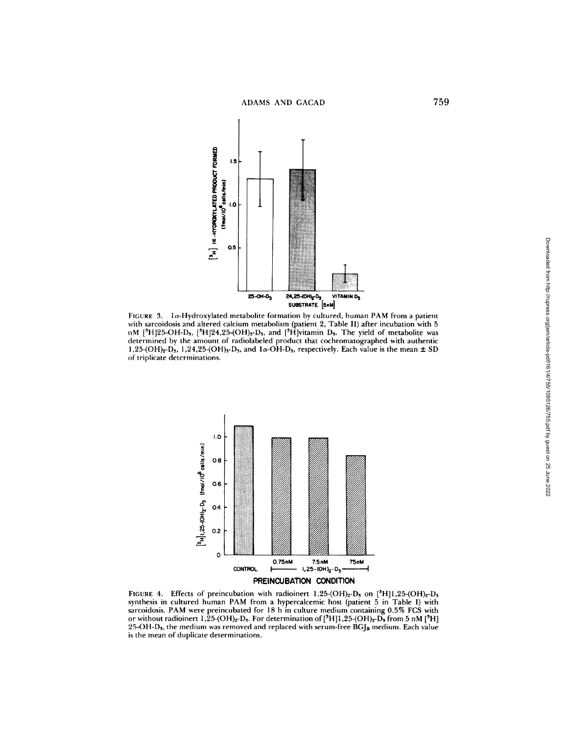FIGURE 3. 1α-Hydroxylated metabolite formation by cultured, human PAM from a patient with sarcoidosis and altered calcium metabolism (patient 2, Table II) after incubation with 5 nM [$^3$H]25-OH-D$_3$, [$^3$H]24,25-(OH)$_2$-D$_3$, and [$^3$H]vitamin D$_3$. The yield of metabolite was determined by the amount of radiolabeled product that cochromatographed with authentic 1,25-(OH)$_2$-D$_3$, 1,24,25-(OH)$_3$-D$_3$, and 1α-OH-D$_3$, respectively. Each value is the mean ± SD of triplicate determinations.

FIGURE 4. Effects of preincubation with radioinert 1,25-(OH)$_2$-D$_3$ on [$^3$H]1,25-(OH)$_2$-D$_3$ synthesis in cultured human PAM from a hypercalcemic host (patient 5 in Table I) with sarcoidosis. PAM were preincubated for 18 h in culture medium containing 0.5% FCS with or without radioinert 1,25-(OH)$_2$-D$_3$. For determination of [$^3$H]1,25-(OH)$_2$-D$_3$ from 5 nM [$^3$H]25-OH-D$_3$, the medium was removed and replaced with serum-free BGJ$_B$ medium. Each value is the mean of duplicate determinations.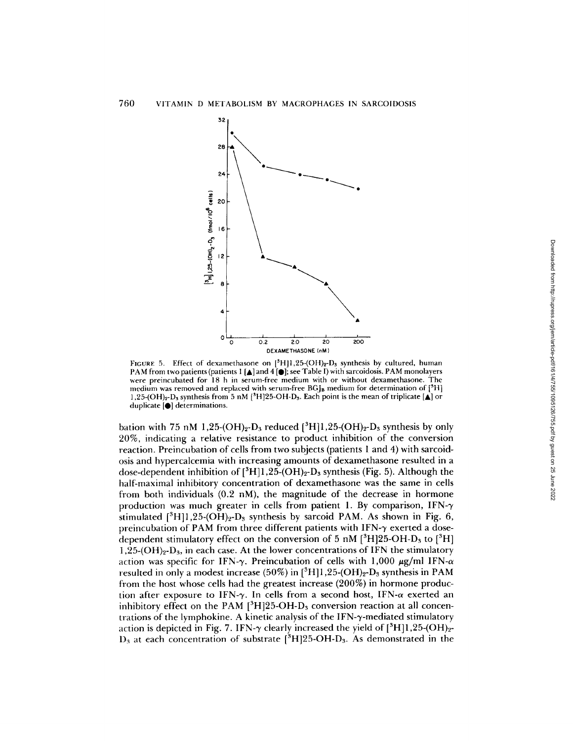FIGURE 5. Effect of dexamethasone on $[^3H]1,25\text{-}(OH)_2\text{-}D_3$ synthesis by cultured, human PAM from two patients (patients 1 [▲] and 4 [●]; see Table I) with sarcoidosis. PAM monolayers were preincubated for 18 h in serum-free medium with or without dexamethasone. The medium was removed and replaced with serum-free $BGJ_B$ medium for determination of $[^3H]1,25\text{-}(OH)_2\text{-}D_3$ synthesis from 5 nM $[^3H]25\text{-}OH\text{-}D_3$. Each point is the mean of triplicate [▲] or duplicate [●] determinations.

bation with 75 nM $1,25\text{-}(OH)_2\text{-}D_3$ reduced $[^3H]1,25\text{-}(OH)_2\text{-}D_3$ synthesis by only 20%, indicating a relative resistance to product inhibition of the conversion reaction. Preincubation of cells from two subjects (patients 1 and 4) with sarcoidosis and hypercalcemia with increasing amounts of dexamethasone resulted in a dose-dependent inhibition of $[^3H]1,25\text{-}(OH)_2\text{-}D_3$ synthesis (Fig. 5). Although the half-maximal inhibitory concentration of dexamethasone was the same in cells from both individuals (0.2 nM), the magnitude of the decrease in hormone production was much greater in cells from patient 1. By comparison, IFN-$\gamma$ stimulated $[^3H]1,25\text{-}(OH)_2\text{-}D_3$ synthesis by sarcoid PAM. As shown in Fig. 6, preincubation of PAM from three different patients with IFN-$\gamma$ exerted a dose-dependent stimulatory effect on the conversion of 5 nM $[^3H]25\text{-}OH\text{-}D_3$ to $[^3H]1,25\text{-}(OH)_2\text{-}D_3$, in each case. At the lower concentrations of IFN the stimulatory action was specific for IFN-$\gamma$. Preincubation of cells with 1,000 $\mu$g/ml IFN-$\alpha$ resulted in only a modest increase (50%) in $[^3H]1,25\text{-}(OH)_2\text{-}D_3$ synthesis in PAM from the host whose cells had the greatest increase (200%) in hormone production after exposure to IFN-$\gamma$. In cells from a second host, IFN-$\alpha$ exerted an inhibitory effect on the PAM $[^3H]25\text{-}OH\text{-}D_3$ conversion reaction at all concentrations of the lymphokine. A kinetic analysis of the IFN-$\gamma$-mediated stimulatory action is depicted in Fig. 7. IFN-$\gamma$ clearly increased the yield of $[^3H]1,25\text{-}(OH)_2\text{-}D_3$ at each concentration of substrate $[^3H]25\text{-}OH\text{-}D_3$. As demonstrated in the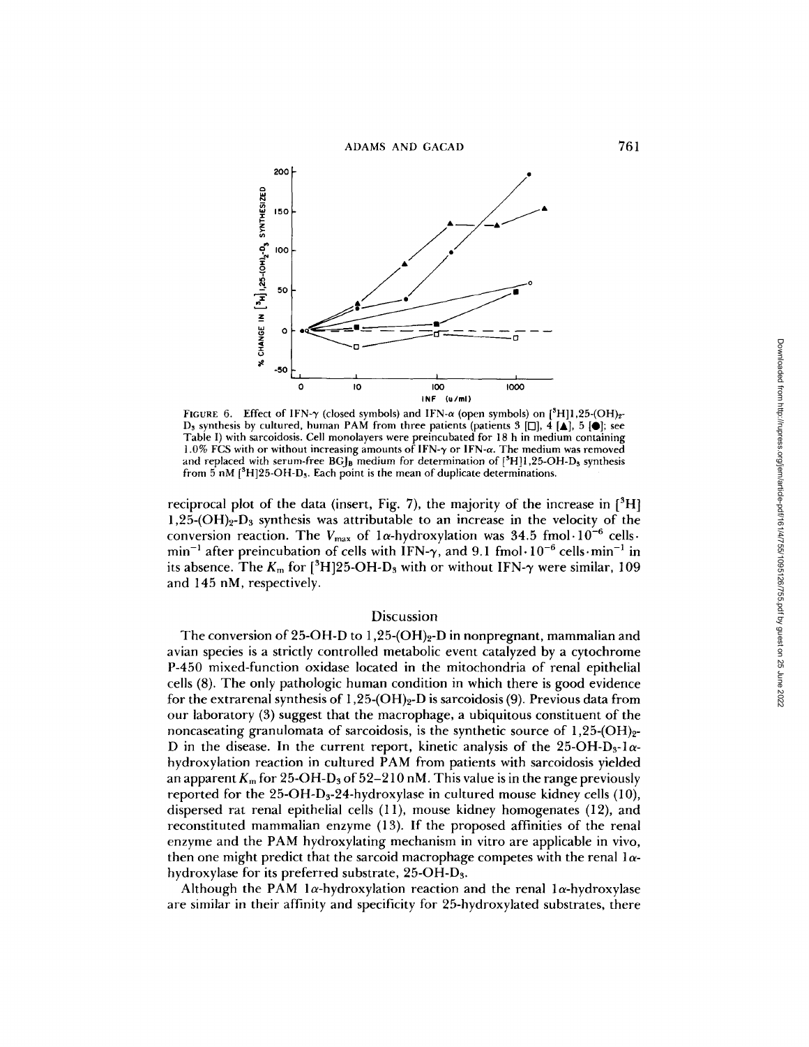FIGURE 6. Effect of IFN-γ (closed symbols) and IFN-α (open symbols) on [$^3$H]1,25-(OH)$_2$-D$_3$ synthesis by cultured, human PAM from three patients (patients 3 [□], 4 [▲], 5 [●]; see Table I) with sarcoidosis. Cell monolayers were preincubated for 18 h in medium containing 1.0% FCS with or without increasing amounts of IFN-γ or IFN-α. The medium was removed and replaced with serum-free BGJ$_B$ medium for determination of [$^3$H]1,25-OH-D$_3$ synthesis from 5 nM [$^3$H]25-OH-D$_3$. Each point is the mean of duplicate determinations.

reciprocal plot of the data (insert, Fig. 7), the majority of the increase in [$^3$H] 1,25-(OH)$_2$-D$_3$ synthesis was attributable to an increase in the velocity of the conversion reaction. The $V_{max}$ of 1α-hydroxylation was 34.5 fmol·$10^{-6}$ cells·min$^{-1}$ after preincubation of cells with IFN-γ, and 9.1 fmol·$10^{-6}$ cells·min$^{-1}$ in its absence. The $K_m$ for [$^3$H]25-OH-D$_3$ with or without IFN-γ were similar, 109 and 145 nM, respectively.

## Discussion

The conversion of 25-OH-D to 1,25-(OH)$_2$-D in nonpregnant, mammalian and avian species is a strictly controlled metabolic event catalyzed by a cytochrome P-450 mixed-function oxidase located in the mitochondria of renal epithelial cells (8). The only pathologic human condition in which there is good evidence for the extrarenal synthesis of 1,25-(OH)$_2$-D is sarcoidosis (9). Previous data from our laboratory (3) suggest that the macrophage, a ubiquitous constituent of the noncaseating granulomata of sarcoidosis, is the synthetic source of 1,25-(OH)$_2$-D in the disease. In the current report, kinetic analysis of the 25-OH-D$_3$-1α-hydroxylation reaction in cultured PAM from patients with sarcoidosis yielded an apparent $K_m$ for 25-OH-D$_3$ of 52–210 nM. This value is in the range previously reported for the 25-OH-D$_3$-24-hydroxylase in cultured mouse kidney cells (10), dispersed rat renal epithelial cells (11), mouse kidney homogenates (12), and reconstituted mammalian enzyme (13). If the proposed affinities of the renal enzyme and the PAM hydroxylating mechanism in vitro are applicable in vivo, then one might predict that the sarcoid macrophage competes with the renal 1α-hydroxylase for its preferred substrate, 25-OH-D$_3$.

Although the PAM 1α-hydroxylation reaction and the renal 1α-hydroxylase are similar in their affinity and specificity for 25-hydroxylated substrates, there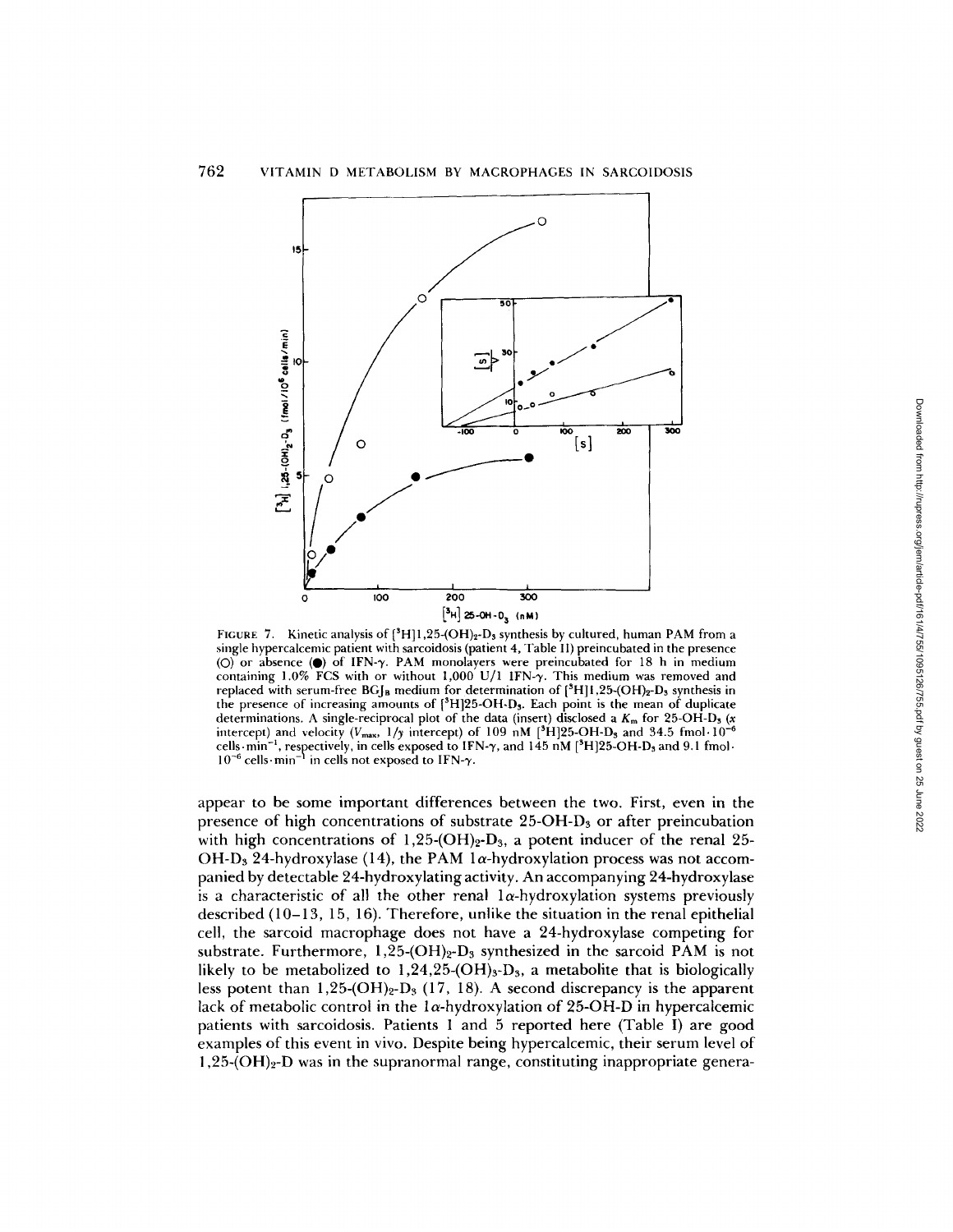FIGURE 7. Kinetic analysis of [$^3$H]1,25-$(OH)_2$-$D_3$ synthesis by cultured, human PAM from a single hypercalcemic patient with sarcoidosis (patient 4, Table II) preincubated in the presence (○) or absence (●) of IFN-γ. PAM monolayers were preincubated for 18 h in medium containing 1.0% FCS with or without 1,000 U/l IFN-γ. This medium was removed and replaced with serum-free $BGJ_B$ medium for determination of [$^3$H]1,25-$(OH)_2$-$D_3$ synthesis in the presence of increasing amounts of [$^3$H]25-OH-$D_3$. Each point is the mean of duplicate determinations. A single-reciprocal plot of the data (insert) disclosed a $K_m$ for 25-OH-$D_3$ (*x* intercept) and velocity ($V_{max}$, 1/*y* intercept) of 109 nM [$^3$H]25-OH-$D_3$ and 34.5 fmol·$10^{-6}$ cells·$min^{-1}$, respectively, in cells exposed to IFN-γ, and 145 nM [$^3$H]25-OH-$D_3$ and 9.1 fmol·$10^{-6}$ cells·$min^{-1}$ in cells not exposed to IFN-γ.

appear to be some important differences between the two. First, even in the presence of high concentrations of substrate 25-OH-$D_3$ or after preincubation with high concentrations of 1,25-$(OH)_2$-$D_3$, a potent inducer of the renal 25-OH-$D_3$ 24-hydroxylase (14), the PAM 1α-hydroxylation process was not accompanied by detectable 24-hydroxylating activity. An accompanying 24-hydroxylase is a characteristic of all the other renal 1α-hydroxylation systems previously described (10–13, 15, 16). Therefore, unlike the situation in the renal epithelial cell, the sarcoid macrophage does not have a 24-hydroxylase competing for substrate. Furthermore, 1,25-$(OH)_2$-$D_3$ synthesized in the sarcoid PAM is not likely to be metabolized to 1,24,25-$(OH)_3$-$D_3$, a metabolite that is biologically less potent than 1,25-$(OH)_2$-$D_3$ (17, 18). A second discrepancy is the apparent lack of metabolic control in the 1α-hydroxylation of 25-OH-D in hypercalcemic patients with sarcoidosis. Patients 1 and 5 reported here (Table I) are good examples of this event in vivo. Despite being hypercalcemic, their serum level of 1,25-$(OH)_2$-D was in the supranormal range, constituting inappropriate genera-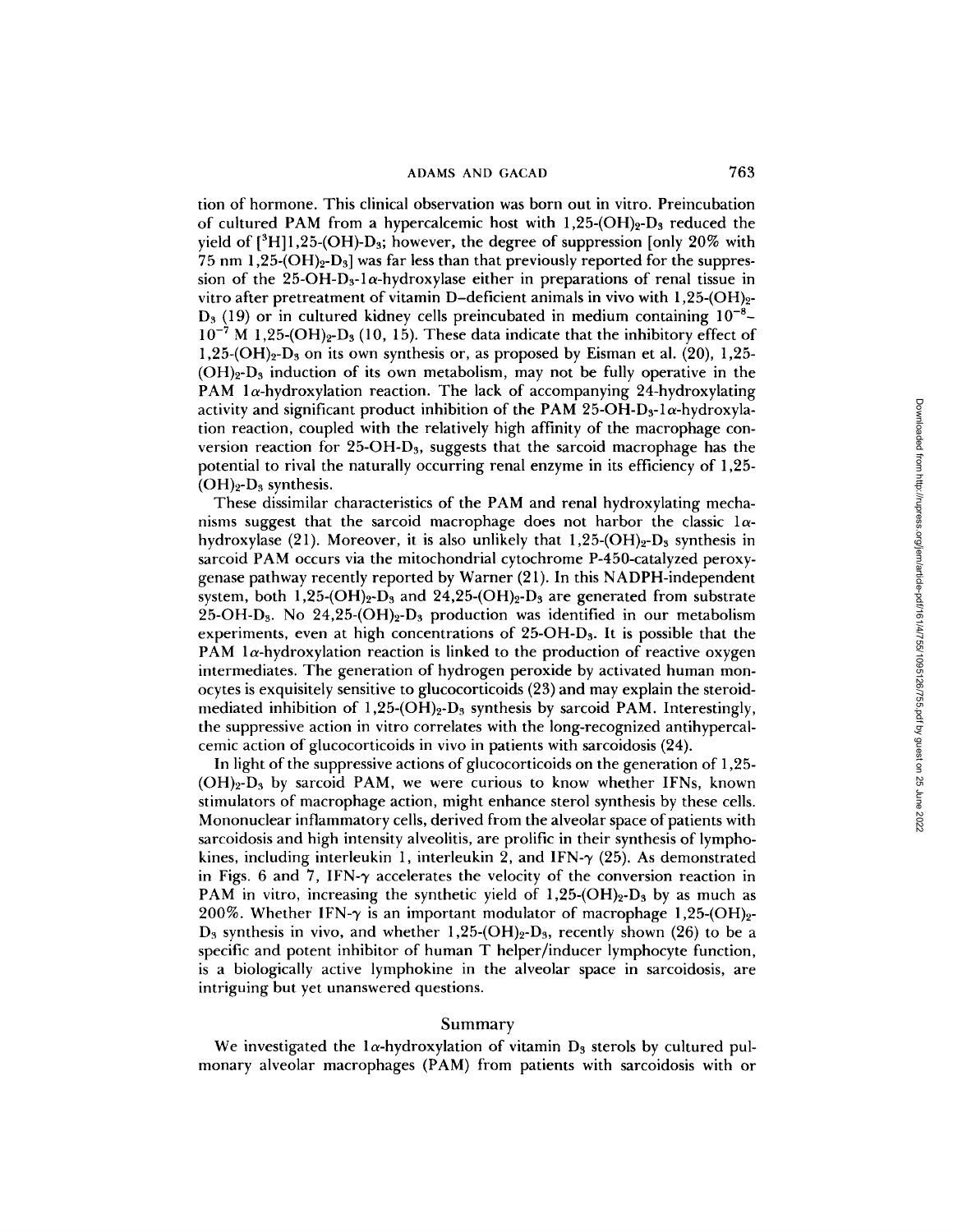tion of hormone. This clinical observation was born out in vitro. Preincubation of cultured PAM from a hypercalcemic host with 1,25-$(OH)_2$-$D_3$ reduced the yield of [$^3$H]1,25-(OH)-$D_3$; however, the degree of suppression [only 20% with 75 nm 1,25-$(OH)_2$-$D_3$] was far less than that previously reported for the suppression of the 25-OH-$D_3$-1$\alpha$-hydroxylase either in preparations of renal tissue in vitro after pretreatment of vitamin D–deficient animals in vivo with 1,25-$(OH)_2$-$D_3$ (19) or in cultured kidney cells preincubated in medium containing $10^{-8}$–$10^{-7}$ M 1,25-$(OH)_2$-$D_3$ (10, 15). These data indicate that the inhibitory effect of 1,25-$(OH)_2$-$D_3$ on its own synthesis or, as proposed by Eisman et al. (20), 1,25-$(OH)_2$-$D_3$ induction of its own metabolism, may not be fully operative in the PAM 1$\alpha$-hydroxylation reaction. The lack of accompanying 24-hydroxylating activity and significant product inhibition of the PAM 25-OH-$D_3$-1$\alpha$-hydroxylation reaction, coupled with the relatively high affinity of the macrophage conversion reaction for 25-OH-$D_3$, suggests that the sarcoid macrophage has the potential to rival the naturally occurring renal enzyme in its efficiency of 1,25-$(OH)_2$-$D_3$ synthesis.

These dissimilar characteristics of the PAM and renal hydroxylating mechanisms suggest that the sarcoid macrophage does not harbor the classic 1$\alpha$-hydroxylase (21). Moreover, it is also unlikely that 1,25-$(OH)_2$-$D_3$ synthesis in sarcoid PAM occurs via the mitochondrial cytochrome P-450-catalyzed peroxygenase pathway recently reported by Warner (21). In this NADPH-independent system, both 1,25-$(OH)_2$-$D_3$ and 24,25-$(OH)_2$-$D_3$ are generated from substrate 25-OH-$D_3$. No 24,25-$(OH)_2$-$D_3$ production was identified in our metabolism experiments, even at high concentrations of 25-OH-$D_3$. It is possible that the PAM 1$\alpha$-hydroxylation reaction is linked to the production of reactive oxygen intermediates. The generation of hydrogen peroxide by activated human monocytes is exquisitely sensitive to glucocorticoids (23) and may explain the steroid-mediated inhibition of 1,25-$(OH)_2$-$D_3$ synthesis by sarcoid PAM. Interestingly, the suppressive action in vitro correlates with the long-recognized antihypercalcemic action of glucocorticoids in vivo in patients with sarcoidosis (24).

In light of the suppressive actions of glucocorticoids on the generation of 1,25-$(OH)_2$-$D_3$ by sarcoid PAM, we were curious to know whether IFNs, known stimulators of macrophage action, might enhance sterol synthesis by these cells. Mononuclear inflammatory cells, derived from the alveolar space of patients with sarcoidosis and high intensity alveolitis, are prolific in their synthesis of lymphokines, including interleukin 1, interleukin 2, and IFN-$\gamma$ (25). As demonstrated in Figs. 6 and 7, IFN-$\gamma$ accelerates the velocity of the conversion reaction in PAM in vitro, increasing the synthetic yield of 1,25-$(OH)_2$-$D_3$ by as much as 200%. Whether IFN-$\gamma$ is an important modulator of macrophage 1,25-$(OH)_2$-$D_3$ synthesis in vivo, and whether 1,25-$(OH)_2$-$D_3$, recently shown (26) to be a specific and potent inhibitor of human T helper/inducer lymphocyte function, is a biologically active lymphokine in the alveolar space in sarcoidosis, are intriguing but yet unanswered questions.

## Summary

We investigated the 1$\alpha$-hydroxylation of vitamin $D_3$ sterols by cultured pulmonary alveolar macrophages (PAM) from patients with sarcoidosis with or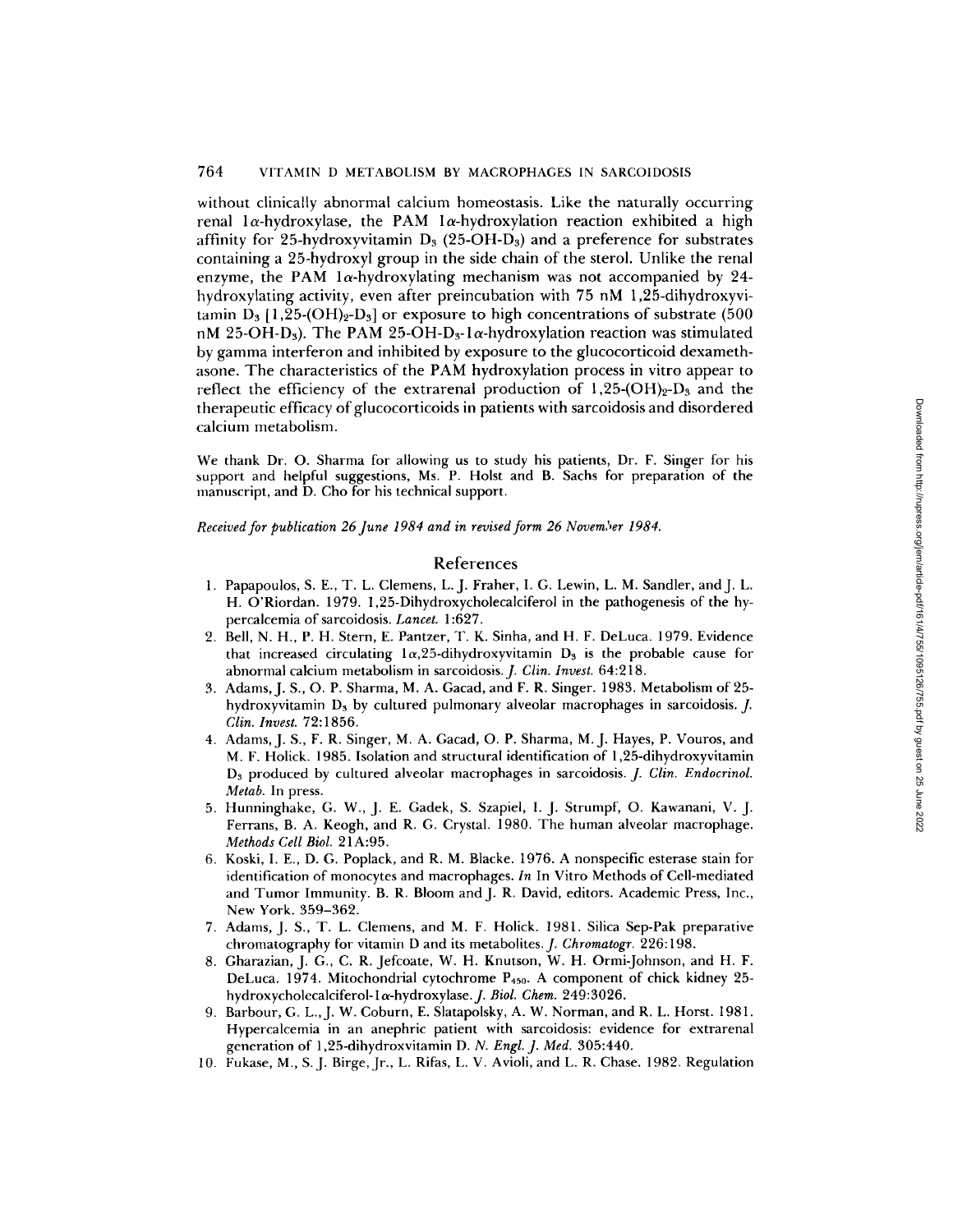without clinically abnormal calcium homeostasis. Like the naturally occurring renal 1α-hydroxylase, the PAM 1α-hydroxylation reaction exhibited a high affinity for 25-hydroxyvitamin $D_3$ (25-OH-$D_3$) and a preference for substrates containing a 25-hydroxyl group in the side chain of the sterol. Unlike the renal enzyme, the PAM 1α-hydroxylating mechanism was not accompanied by 24-hydroxylating activity, even after preincubation with 75 nM 1,25-dihydroxyvitamin $D_3$ [1,25-$(OH)_2$-$D_3$] or exposure to high concentrations of substrate (500 nM 25-OH-$D_3$). The PAM 25-OH-$D_3$-1α-hydroxylation reaction was stimulated by gamma interferon and inhibited by exposure to the glucocorticoid dexamethasone. The characteristics of the PAM hydroxylation process in vitro appear to reflect the efficiency of the extrarenal production of 1,25-$(OH)_2$-$D_3$ and the therapeutic efficacy of glucocorticoids in patients with sarcoidosis and disordered calcium metabolism.

We thank Dr. O. Sharma for allowing us to study his patients, Dr. F. Singer for his support and helpful suggestions, Ms. P. Holst and B. Sachs for preparation of the manuscript, and D. Cho for his technical support.

*Received for publication 26 June 1984 and in revised form 26 November 1984.*

## References

1. Papapoulos, S. E., T. L. Clemens, L. J. Fraher, I. G. Lewin, L. M. Sandler, and J. L. H. O'Riordan. 1979. 1,25-Dihydroxycholecalciferol in the pathogenesis of the hypercalcemia of sarcoidosis. *Lancet.* 1:627.
2. Bell, N. H., P. H. Stern, E. Pantzer, T. K. Sinha, and H. F. DeLuca. 1979. Evidence that increased circulating 1α,25-dihydroxyvitamin $D_3$ is the probable cause for abnormal calcium metabolism in sarcoidosis. *J. Clin. Invest.* 64:218.
3. Adams, J. S., O. P. Sharma, M. A. Gacad, and F. R. Singer. 1983. Metabolism of 25-hydroxyvitamin $D_3$ by cultured pulmonary alveolar macrophages in sarcoidosis. *J. Clin. Invest.* 72:1856.
4. Adams, J. S., F. R. Singer, M. A. Gacad, O. P. Sharma, M. J. Hayes, P. Vouros, and M. F. Holick. 1985. Isolation and structural identification of 1,25-dihydroxyvitamin $D_3$ produced by cultured alveolar macrophages in sarcoidosis. *J. Clin. Endocrinol. Metab.* In press.
5. Hunninghake, G. W., J. E. Gadek, S. Szapiel, I. J. Strumpf, O. Kawanani, V. J. Ferrans, B. A. Keogh, and R. G. Crystal. 1980. The human alveolar macrophage. *Methods Cell Biol.* 21A:95.
6. Koski, I. E., D. G. Poplack, and R. M. Blacke. 1976. A nonspecific esterase stain for identification of monocytes and macrophages. *In* In Vitro Methods of Cell-mediated and Tumor Immunity. B. R. Bloom and J. R. David, editors. Academic Press, Inc., New York. 359–362.
7. Adams, J. S., T. L. Clemens, and M. F. Holick. 1981. Silica Sep-Pak preparative chromatography for vitamin D and its metabolites. *J. Chromatogr.* 226:198.
8. Gharazian, J. G., C. R. Jefcoate, W. H. Knutson, W. H. Ormi-Johnson, and H. F. DeLuca. 1974. Mitochondrial cytochrome $P_{450}$. A component of chick kidney 25-hydroxycholecalciferol-1α-hydroxylase. *J. Biol. Chem.* 249:3026.
9. Barbour, G. L., J. W. Coburn, E. Slatapolsky, A. W. Norman, and R. L. Horst. 1981. Hypercalcemia in an anephric patient with sarcoidosis: evidence for extrarenal generation of 1,25-dihydroxvitamin D. *N. Engl. J. Med.* 305:440.
10. Fukase, M., S. J. Birge, Jr., L. Rifas, L. V. Avioli, and L. R. Chase. 1982. Regulation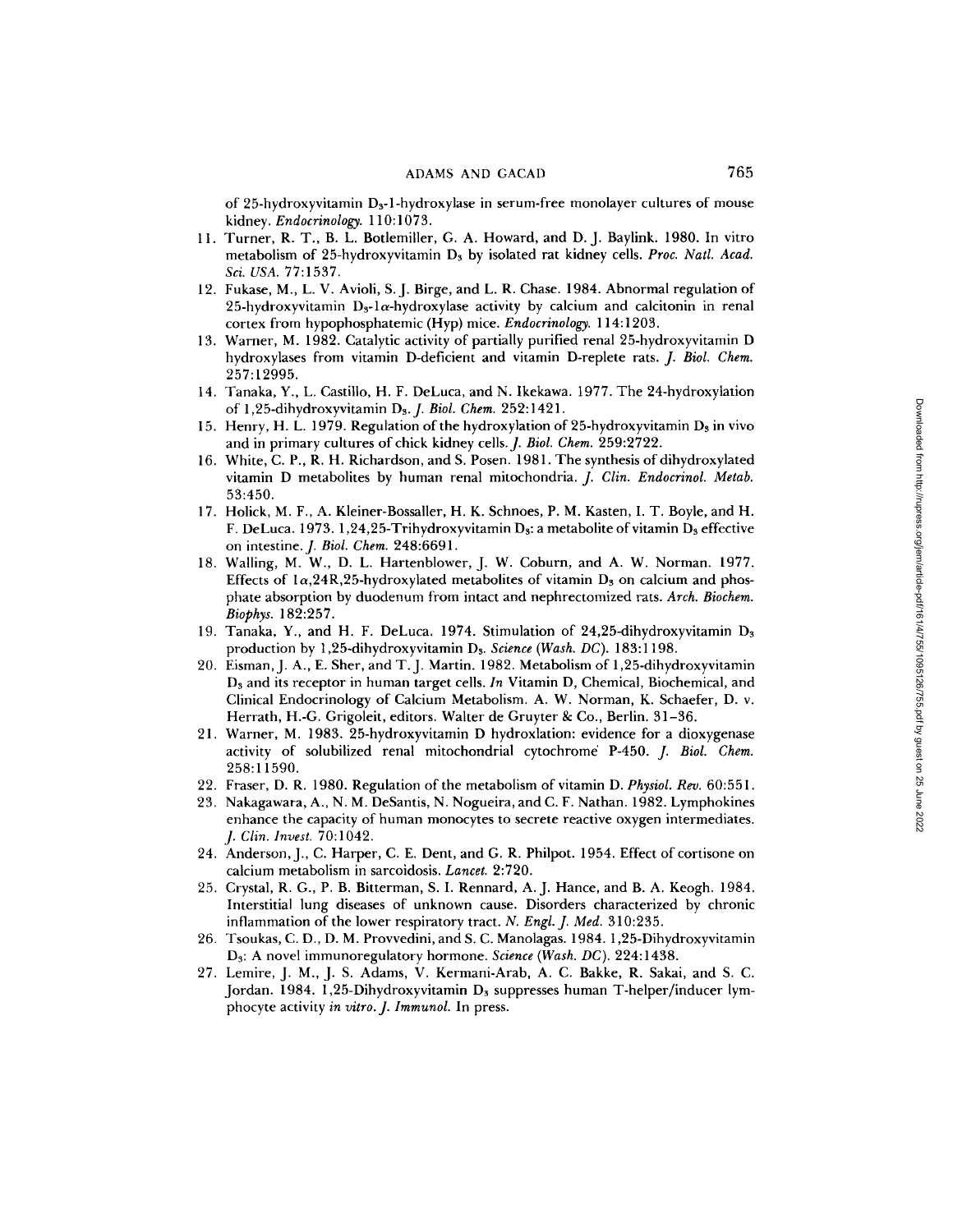of 25-hydroxyvitamin $D_3$-1-hydroxylase in serum-free monolayer cultures of mouse kidney. *Endocrinology.* 110:1073.

11. Turner, R. T., B. L. Botlemiller, G. A. Howard, and D. J. Baylink. 1980. In vitro metabolism of 25-hydroxyvitamin $D_3$ by isolated rat kidney cells. *Proc. Natl. Acad. Sci. USA.* 77:1537.
12. Fukase, M., L. V. Avioli, S. J. Birge, and L. R. Chase. 1984. Abnormal regulation of 25-hydroxyvitamin $D_3$-1$\alpha$-hydroxylase activity by calcium and calcitonin in renal cortex from hypophosphatemic (Hyp) mice. *Endocrinology.* 114:1203.
13. Warner, M. 1982. Catalytic activity of partially purified renal 25-hydroxyvitamin D hydroxylases from vitamin D-deficient and vitamin D-replete rats. *J. Biol. Chem.* 257:12995.
14. Tanaka, Y., L. Castillo, H. F. DeLuca, and N. Ikekawa. 1977. The 24-hydroxylation of 1,25-dihydroxyvitamin $D_3$. *J. Biol. Chem.* 252:1421.
15. Henry, H. L. 1979. Regulation of the hydroxylation of 25-hydroxyvitamin $D_3$ in vivo and in primary cultures of chick kidney cells. *J. Biol. Chem.* 259:2722.
16. White, C. P., R. H. Richardson, and S. Posen. 1981. The synthesis of dihydroxylated vitamin D metabolites by human renal mitochondria. *J. Clin. Endocrinol. Metab.* 53:450.
17. Holick, M. F., A. Kleiner-Bossaller, H. K. Schnoes, P. M. Kasten, I. T. Boyle, and H. F. DeLuca. 1973. 1,24,25-Trihydroxyvitamin $D_3$: a metabolite of vitamin $D_3$ effective on intestine. *J. Biol. Chem.* 248:6691.
18. Walling, M. W., D. L. Hartenblower, J. W. Coburn, and A. W. Norman. 1977. Effects of 1$\alpha$,24R,25-hydroxylated metabolites of vitamin $D_3$ on calcium and phosphate absorption by duodenum from intact and nephrectomized rats. *Arch. Biochem. Biophys.* 182:257.
19. Tanaka, Y., and H. F. DeLuca. 1974. Stimulation of 24,25-dihydroxyvitamin $D_3$ production by 1,25-dihydroxyvitamin $D_3$. *Science (Wash. DC).* 183:1198.
20. Eisman, J. A., E. Sher, and T. J. Martin. 1982. Metabolism of 1,25-dihydroxyvitamin $D_3$ and its receptor in human target cells. *In* Vitamin D, Chemical, Biochemical, and Clinical Endocrinology of Calcium Metabolism. A. W. Norman, K. Schaefer, D. v. Herrath, H.-G. Grigoleit, editors. Walter de Gruyter & Co., Berlin. 31–36.
21. Warner, M. 1983. 25-hydroxyvitamin D hydroxlation: evidence for a dioxygenase activity of solubilized renal mitochondrial cytochrome P-450. *J. Biol. Chem.* 258:11590.
22. Fraser, D. R. 1980. Regulation of the metabolism of vitamin D. *Physiol. Rev.* 60:551.
23. Nakagawara, A., N. M. DeSantis, N. Nogueira, and C. F. Nathan. 1982. Lymphokines enhance the capacity of human monocytes to secrete reactive oxygen intermediates. *J. Clin. Invest.* 70:1042.
24. Anderson, J., C. Harper, C. E. Dent, and G. R. Philpot. 1954. Effect of cortisone on calcium metabolism in sarcoidosis. *Lancet.* 2:720.
25. Crystal, R. G., P. B. Bitterman, S. I. Rennard, A. J. Hance, and B. A. Keogh. 1984. Interstitial lung diseases of unknown cause. Disorders characterized by chronic inflammation of the lower respiratory tract. *N. Engl. J. Med.* 310:235.
26. Tsoukas, C. D., D. M. Provvedini, and S. C. Manolagas. 1984. 1,25-Dihydroxyvitamin $D_3$: A novel immunoregulatory hormone. *Science (Wash. DC).* 224:1438.
27. Lemire, J. M., J. S. Adams, V. Kermani-Arab, A. C. Bakke, R. Sakai, and S. C. Jordan. 1984. 1,25-Dihydroxyvitamin $D_3$ suppresses human T-helper/inducer lymphocyte activity *in vitro*. *J. Immunol.* In press.